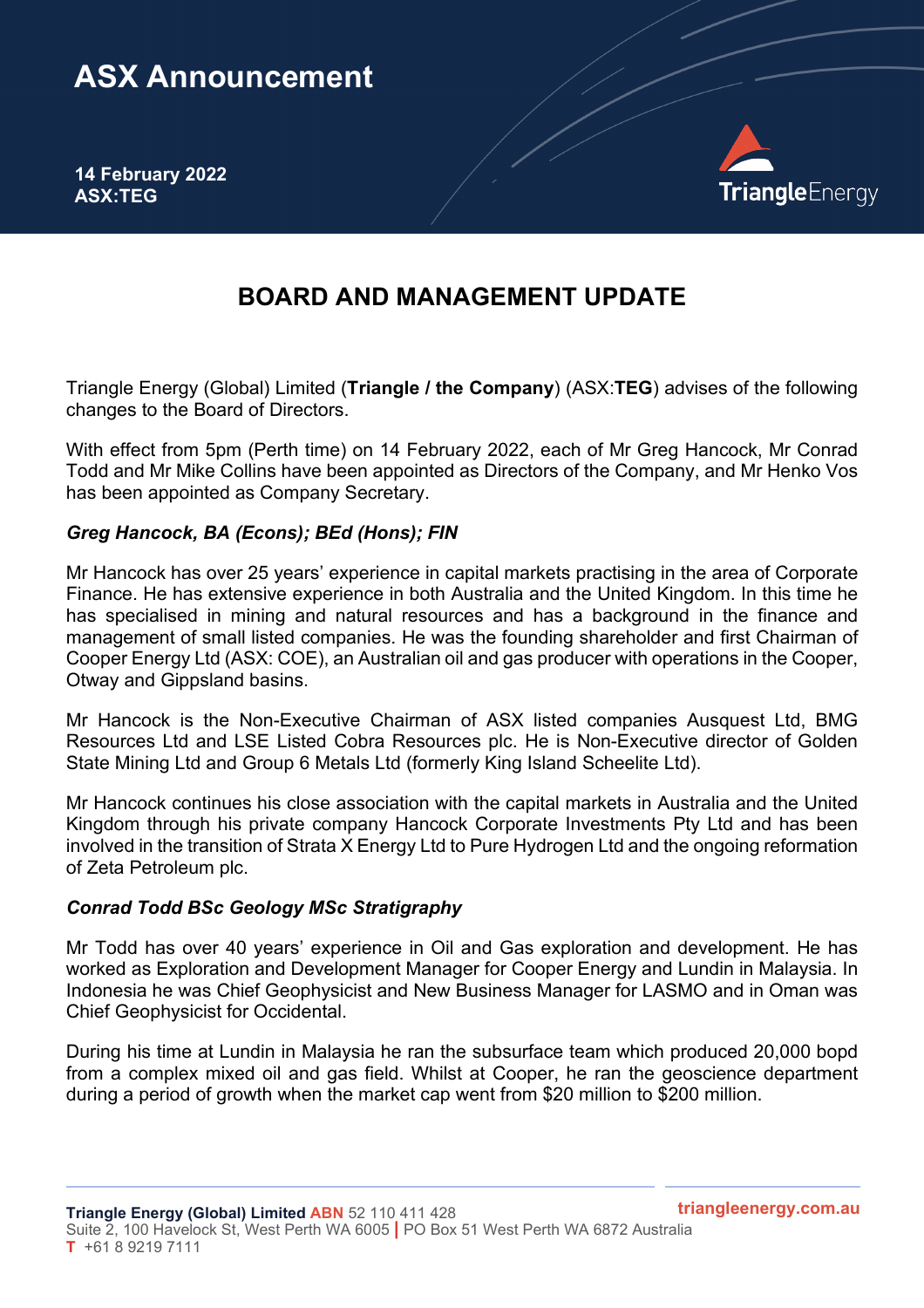# ASX Announcement

**14 February 2022**
**ASX:TEG**

## BOARD AND MANAGEMENT UPDATE

Triangle Energy (Global) Limited (**Triangle / the Company**) (ASX:**TEG**) advises of the following changes to the Board of Directors.

With effect from 5pm (Perth time) on 14 February 2022, each of Mr Greg Hancock, Mr Conrad Todd and Mr Mike Collins have been appointed as Directors of the Company, and Mr Henko Vos has been appointed as Company Secretary.

***Greg Hancock, BA (Econs); BEd (Hons); FIN***

Mr Hancock has over 25 years' experience in capital markets practising in the area of Corporate Finance. He has extensive experience in both Australia and the United Kingdom. In this time he has specialised in mining and natural resources and has a background in the finance and management of small listed companies. He was the founding shareholder and first Chairman of Cooper Energy Ltd (ASX: COE), an Australian oil and gas producer with operations in the Cooper, Otway and Gippsland basins.

Mr Hancock is the Non-Executive Chairman of ASX listed companies Ausquest Ltd, BMG Resources Ltd and LSE Listed Cobra Resources plc. He is Non-Executive director of Golden State Mining Ltd and Group 6 Metals Ltd (formerly King Island Scheelite Ltd).

Mr Hancock continues his close association with the capital markets in Australia and the United Kingdom through his private company Hancock Corporate Investments Pty Ltd and has been involved in the transition of Strata X Energy Ltd to Pure Hydrogen Ltd and the ongoing reformation of Zeta Petroleum plc.

***Conrad Todd BSc Geology MSc Stratigraphy***

Mr Todd has over 40 years' experience in Oil and Gas exploration and development. He has worked as Exploration and Development Manager for Cooper Energy and Lundin in Malaysia. In Indonesia he was Chief Geophysicist and New Business Manager for LASMO and in Oman was Chief Geophysicist for Occidental.

During his time at Lundin in Malaysia he ran the subsurface team which produced 20,000 bopd from a complex mixed oil and gas field. Whilst at Cooper, he ran the geoscience department during a period of growth when the market cap went from $20 million to $200 million.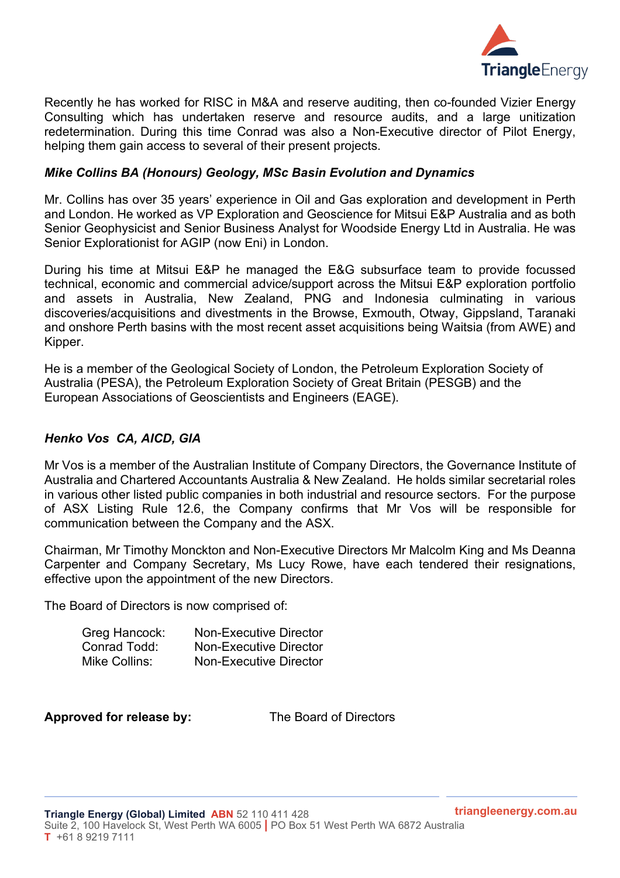Recently he has worked for RISC in M&A and reserve auditing, then co-founded Vizier Energy Consulting which has undertaken reserve and resource audits, and a large unitization redetermination. During this time Conrad was also a Non-Executive director of Pilot Energy, helping them gain access to several of their present projects.

***Mike Collins BA (Honours) Geology, MSc Basin Evolution and Dynamics***

Mr. Collins has over 35 years' experience in Oil and Gas exploration and development in Perth and London. He worked as VP Exploration and Geoscience for Mitsui E&P Australia and as both Senior Geophysicist and Senior Business Analyst for Woodside Energy Ltd in Australia. He was Senior Explorationist for AGIP (now Eni) in London.

During his time at Mitsui E&P he managed the E&G subsurface team to provide focussed technical, economic and commercial advice/support across the Mitsui E&P exploration portfolio and assets in Australia, New Zealand, PNG and Indonesia culminating in various discoveries/acquisitions and divestments in the Browse, Exmouth, Otway, Gippsland, Taranaki and onshore Perth basins with the most recent asset acquisitions being Waitsia (from AWE) and Kipper.

He is a member of the Geological Society of London, the Petroleum Exploration Society of Australia (PESA), the Petroleum Exploration Society of Great Britain (PESGB) and the European Associations of Geoscientists and Engineers (EAGE).

***Henko Vos CA, AICD, GIA***

Mr Vos is a member of the Australian Institute of Company Directors, the Governance Institute of Australia and Chartered Accountants Australia & New Zealand. He holds similar secretarial roles in various other listed public companies in both industrial and resource sectors. For the purpose of ASX Listing Rule 12.6, the Company confirms that Mr Vos will be responsible for communication between the Company and the ASX.

Chairman, Mr Timothy Monckton and Non-Executive Directors Mr Malcolm King and Ms Deanna Carpenter and Company Secretary, Ms Lucy Rowe, have each tendered their resignations, effective upon the appointment of the new Directors.

The Board of Directors is now comprised of:

| | |
|---|---|
| Greg Hancock: | Non-Executive Director |
| Conrad Todd: | Non-Executive Director |
| Mike Collins: | Non-Executive Director |

**Approved for release by:** The Board of Directors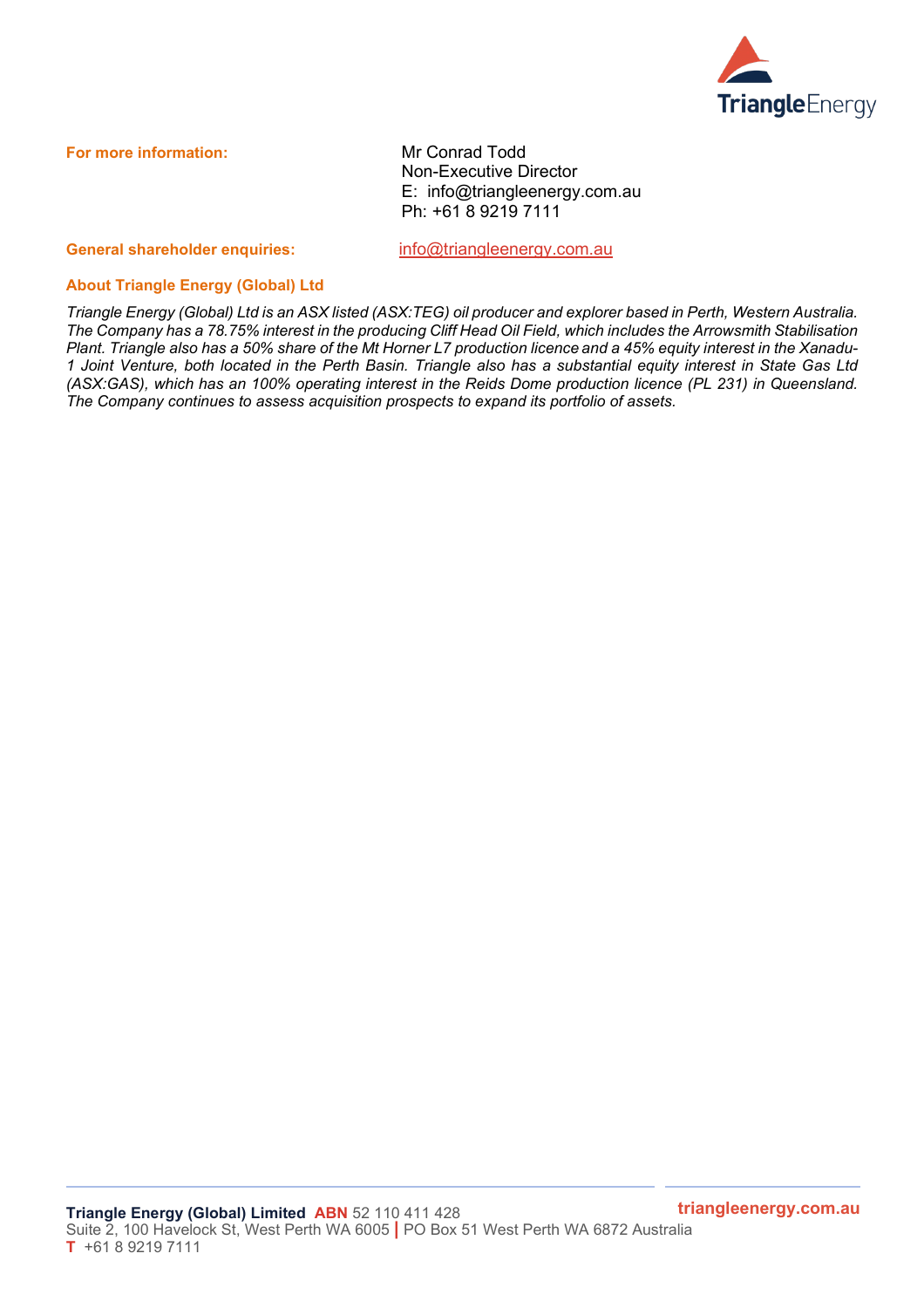**For more information:**

Mr Conrad Todd
Non-Executive Director
E: info@triangleenergy.com.au
Ph: +61 8 9219 7111

**General shareholder enquiries:** info@triangleenergy.com.au

**About Triangle Energy (Global) Ltd**

*Triangle Energy (Global) Ltd is an ASX listed (ASX:TEG) oil producer and explorer based in Perth, Western Australia. The Company has a 78.75% interest in the producing Cliff Head Oil Field, which includes the Arrowsmith Stabilisation Plant. Triangle also has a 50% share of the Mt Horner L7 production licence and a 45% equity interest in the Xanadu-1 Joint Venture, both located in the Perth Basin. Triangle also has a substantial equity interest in State Gas Ltd (ASX:GAS), which has an 100% operating interest in the Reids Dome production licence (PL 231) in Queensland. The Company continues to assess acquisition prospects to expand its portfolio of assets.*